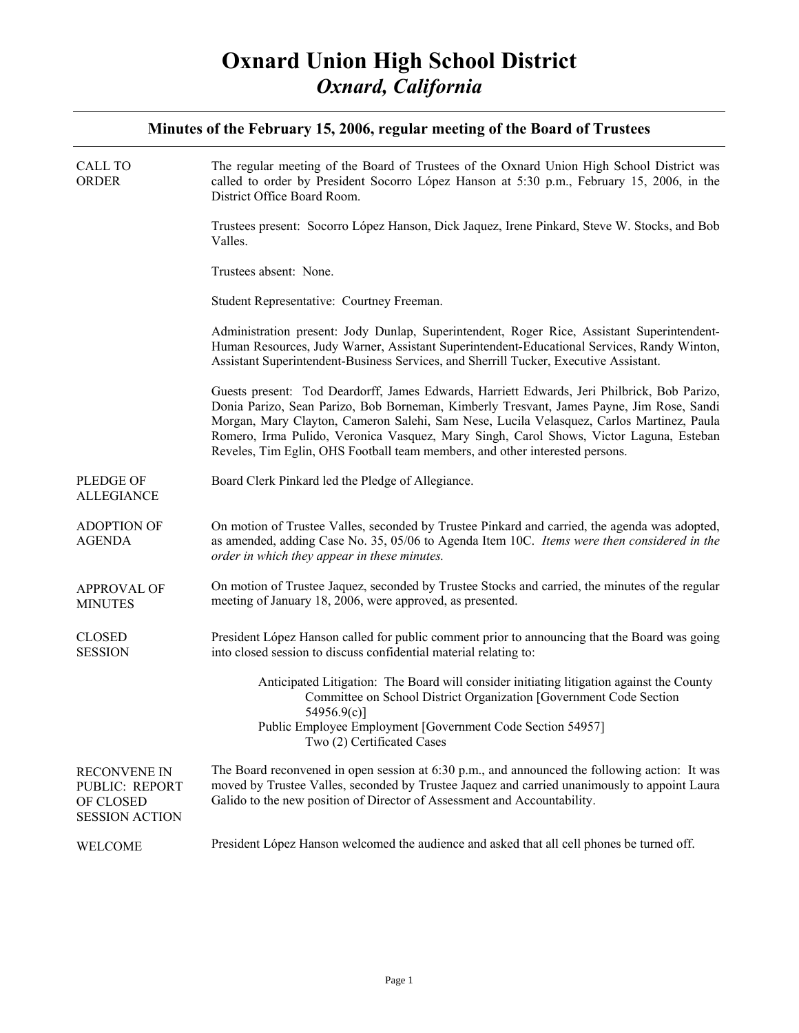# Oxnard Union High School District

## *Oxnard, California*

---

### Minutes of the February 15, 2006, regular meeting of the Board of Trustees

---

**CALL TO ORDER**

The regular meeting of the Board of Trustees of the Oxnard Union High School District was called to order by President Socorro López Hanson at 5:30 p.m., February 15, 2006, in the District Office Board Room.

Trustees present: Socorro López Hanson, Dick Jaquez, Irene Pinkard, Steve W. Stocks, and Bob Valles.

Trustees absent: None.

Student Representative: Courtney Freeman.

Administration present: Jody Dunlap, Superintendent, Roger Rice, Assistant Superintendent-Human Resources, Judy Warner, Assistant Superintendent-Educational Services, Randy Winton, Assistant Superintendent-Business Services, and Sherrill Tucker, Executive Assistant.

Guests present: Tod Deardorff, James Edwards, Harriett Edwards, Jeri Philbrick, Bob Parizo, Donia Parizo, Sean Parizo, Bob Borneman, Kimberly Tresvant, James Payne, Jim Rose, Sandi Morgan, Mary Clayton, Cameron Salehi, Sam Nese, Lucila Velasquez, Carlos Martinez, Paula Romero, Irma Pulido, Veronica Vasquez, Mary Singh, Carol Shows, Victor Laguna, Esteban Reveles, Tim Eglin, OHS Football team members, and other interested persons.

**PLEDGE OF ALLEGIANCE**

Board Clerk Pinkard led the Pledge of Allegiance.

**ADOPTION OF AGENDA**

On motion of Trustee Valles, seconded by Trustee Pinkard and carried, the agenda was adopted, as amended, adding Case No. 35, 05/06 to Agenda Item 10C. *Items were then considered in the order in which they appear in these minutes.*

**APPROVAL OF MINUTES**

On motion of Trustee Jaquez, seconded by Trustee Stocks and carried, the minutes of the regular meeting of January 18, 2006, were approved, as presented.

**CLOSED SESSION**

President López Hanson called for public comment prior to announcing that the Board was going into closed session to discuss confidential material relating to:

> Anticipated Litigation: The Board will consider initiating litigation against the County Committee on School District Organization [Government Code Section 54956.9(c)]
>
> Public Employee Employment [Government Code Section 54957]
> Two (2) Certificated Cases

**RECONVENE IN PUBLIC: REPORT OF CLOSED SESSION ACTION**

The Board reconvened in open session at 6:30 p.m., and announced the following action: It was moved by Trustee Valles, seconded by Trustee Jaquez and carried unanimously to appoint Laura Galido to the new position of Director of Assessment and Accountability.

**WELCOME**

President López Hanson welcomed the audience and asked that all cell phones be turned off.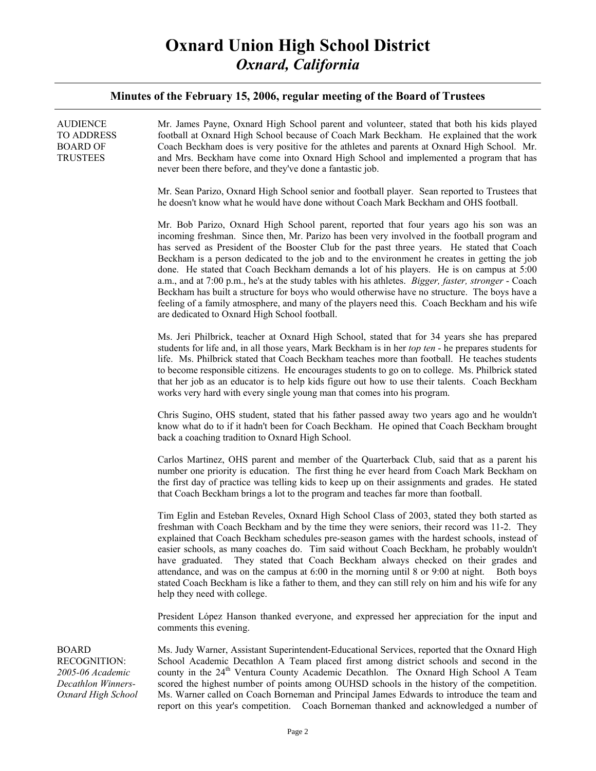# Oxnard Union High School District
## *Oxnard, California*

### Minutes of the February 15, 2006, regular meeting of the Board of Trustees

**AUDIENCE TO ADDRESS BOARD OF TRUSTEES**

Mr. James Payne, Oxnard High School parent and volunteer, stated that both his kids played football at Oxnard High School because of Coach Mark Beckham. He explained that the work Coach Beckham does is very positive for the athletes and parents at Oxnard High School. Mr. and Mrs. Beckham have come into Oxnard High School and implemented a program that has never been there before, and they've done a fantastic job.

Mr. Sean Parizo, Oxnard High School senior and football player. Sean reported to Trustees that he doesn't know what he would have done without Coach Mark Beckham and OHS football.

Mr. Bob Parizo, Oxnard High School parent, reported that four years ago his son was an incoming freshman. Since then, Mr. Parizo has been very involved in the football program and has served as President of the Booster Club for the past three years. He stated that Coach Beckham is a person dedicated to the job and to the environment he creates in getting the job done. He stated that Coach Beckham demands a lot of his players. He is on campus at 5:00 a.m., and at 7:00 p.m., he's at the study tables with his athletes. *Bigger, faster, stronger* - Coach Beckham has built a structure for boys who would otherwise have no structure. The boys have a feeling of a family atmosphere, and many of the players need this. Coach Beckham and his wife are dedicated to Oxnard High School football.

Ms. Jeri Philbrick, teacher at Oxnard High School, stated that for 34 years she has prepared students for life and, in all those years, Mark Beckham is in her *top ten* - he prepares students for life. Ms. Philbrick stated that Coach Beckham teaches more than football. He teaches students to become responsible citizens. He encourages students to go on to college. Ms. Philbrick stated that her job as an educator is to help kids figure out how to use their talents. Coach Beckham works very hard with every single young man that comes into his program.

Chris Sugino, OHS student, stated that his father passed away two years ago and he wouldn't know what do to if it hadn't been for Coach Beckham. He opined that Coach Beckham brought back a coaching tradition to Oxnard High School.

Carlos Martinez, OHS parent and member of the Quarterback Club, said that as a parent his number one priority is education. The first thing he ever heard from Coach Mark Beckham on the first day of practice was telling kids to keep up on their assignments and grades. He stated that Coach Beckham brings a lot to the program and teaches far more than football.

Tim Eglin and Esteban Reveles, Oxnard High School Class of 2003, stated they both started as freshman with Coach Beckham and by the time they were seniors, their record was 11-2. They explained that Coach Beckham schedules pre-season games with the hardest schools, instead of easier schools, as many coaches do. Tim said without Coach Beckham, he probably wouldn't have graduated. They stated that Coach Beckham always checked on their grades and attendance, and was on the campus at 6:00 in the morning until 8 or 9:00 at night. Both boys stated Coach Beckham is like a father to them, and they can still rely on him and his wife for any help they need with college.

President López Hanson thanked everyone, and expressed her appreciation for the input and comments this evening.

**BOARD RECOGNITION:** *2005-06 Academic Decathlon Winners-Oxnard High School*

Ms. Judy Warner, Assistant Superintendent-Educational Services, reported that the Oxnard High School Academic Decathlon A Team placed first among district schools and second in the county in the 24th Ventura County Academic Decathlon. The Oxnard High School A Team scored the highest number of points among OUHSD schools in the history of the competition. Ms. Warner called on Coach Borneman and Principal James Edwards to introduce the team and report on this year's competition. Coach Borneman thanked and acknowledged a number of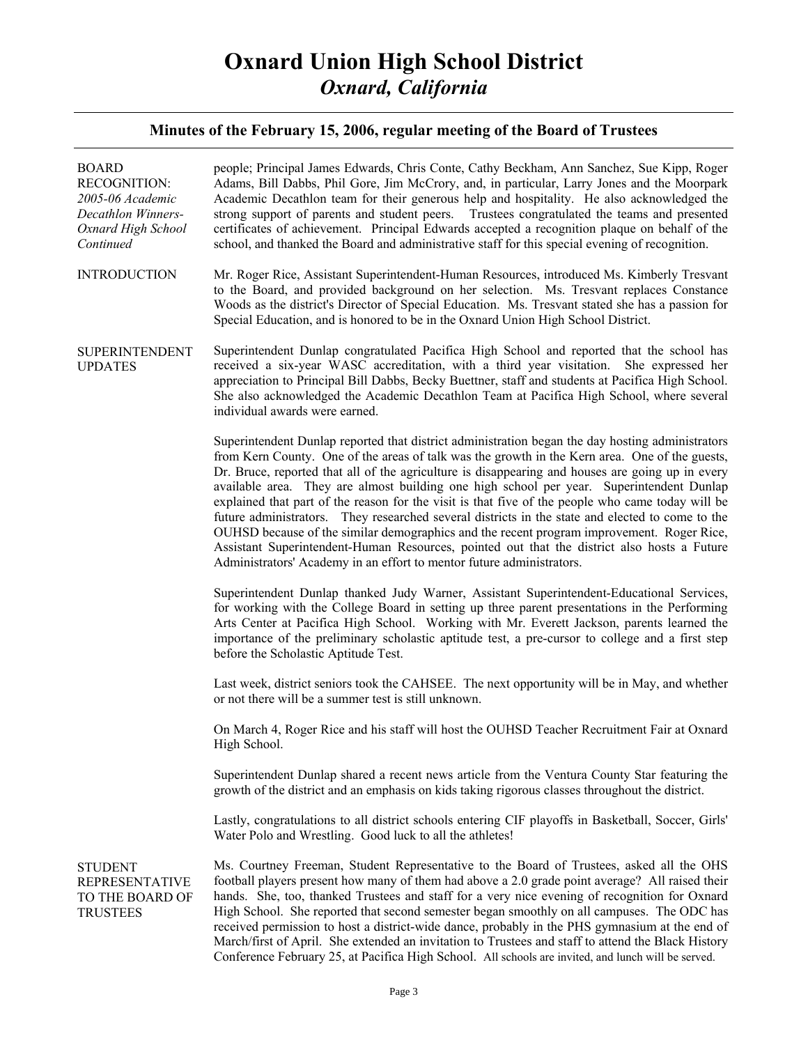# Oxnard Union High School District

## *Oxnard, California*

### Minutes of the February 15, 2006, regular meeting of the Board of Trustees

**BOARD RECOGNITION:** *2005-06 Academic Decathlon Winners- Oxnard High School Continued*

people; Principal James Edwards, Chris Conte, Cathy Beckham, Ann Sanchez, Sue Kipp, Roger Adams, Bill Dabbs, Phil Gore, Jim McCrory, and, in particular, Larry Jones and the Moorpark Academic Decathlon team for their generous help and hospitality. He also acknowledged the strong support of parents and student peers. Trustees congratulated the teams and presented certificates of achievement. Principal Edwards accepted a recognition plaque on behalf of the school, and thanked the Board and administrative staff for this special evening of recognition.

**INTRODUCTION**

Mr. Roger Rice, Assistant Superintendent-Human Resources, introduced Ms. Kimberly Tresvant to the Board, and provided background on her selection. Ms. Tresvant replaces Constance Woods as the district's Director of Special Education. Ms. Tresvant stated she has a passion for Special Education, and is honored to be in the Oxnard Union High School District.

**SUPERINTENDENT UPDATES**

Superintendent Dunlap congratulated Pacifica High School and reported that the school has received a six-year WASC accreditation, with a third year visitation. She expressed her appreciation to Principal Bill Dabbs, Becky Buettner, staff and students at Pacifica High School. She also acknowledged the Academic Decathlon Team at Pacifica High School, where several individual awards were earned.

Superintendent Dunlap reported that district administration began the day hosting administrators from Kern County. One of the areas of talk was the growth in the Kern area. One of the guests, Dr. Bruce, reported that all of the agriculture is disappearing and houses are going up in every available area. They are almost building one high school per year. Superintendent Dunlap explained that part of the reason for the visit is that five of the people who came today will be future administrators. They researched several districts in the state and elected to come to the OUHSD because of the similar demographics and the recent program improvement. Roger Rice, Assistant Superintendent-Human Resources, pointed out that the district also hosts a Future Administrators' Academy in an effort to mentor future administrators.

Superintendent Dunlap thanked Judy Warner, Assistant Superintendent-Educational Services, for working with the College Board in setting up three parent presentations in the Performing Arts Center at Pacifica High School. Working with Mr. Everett Jackson, parents learned the importance of the preliminary scholastic aptitude test, a pre-cursor to college and a first step before the Scholastic Aptitude Test.

Last week, district seniors took the CAHSEE. The next opportunity will be in May, and whether or not there will be a summer test is still unknown.

On March 4, Roger Rice and his staff will host the OUHSD Teacher Recruitment Fair at Oxnard High School.

Superintendent Dunlap shared a recent news article from the Ventura County Star featuring the growth of the district and an emphasis on kids taking rigorous classes throughout the district.

Lastly, congratulations to all district schools entering CIF playoffs in Basketball, Soccer, Girls' Water Polo and Wrestling. Good luck to all the athletes!

**STUDENT REPRESENTATIVE TO THE BOARD OF TRUSTEES**

Ms. Courtney Freeman, Student Representative to the Board of Trustees, asked all the OHS football players present how many of them had above a 2.0 grade point average? All raised their hands. She, too, thanked Trustees and staff for a very nice evening of recognition for Oxnard High School. She reported that second semester began smoothly on all campuses. The ODC has received permission to host a district-wide dance, probably in the PHS gymnasium at the end of March/first of April. She extended an invitation to Trustees and staff to attend the Black History Conference February 25, at Pacifica High School. All schools are invited, and lunch will be served.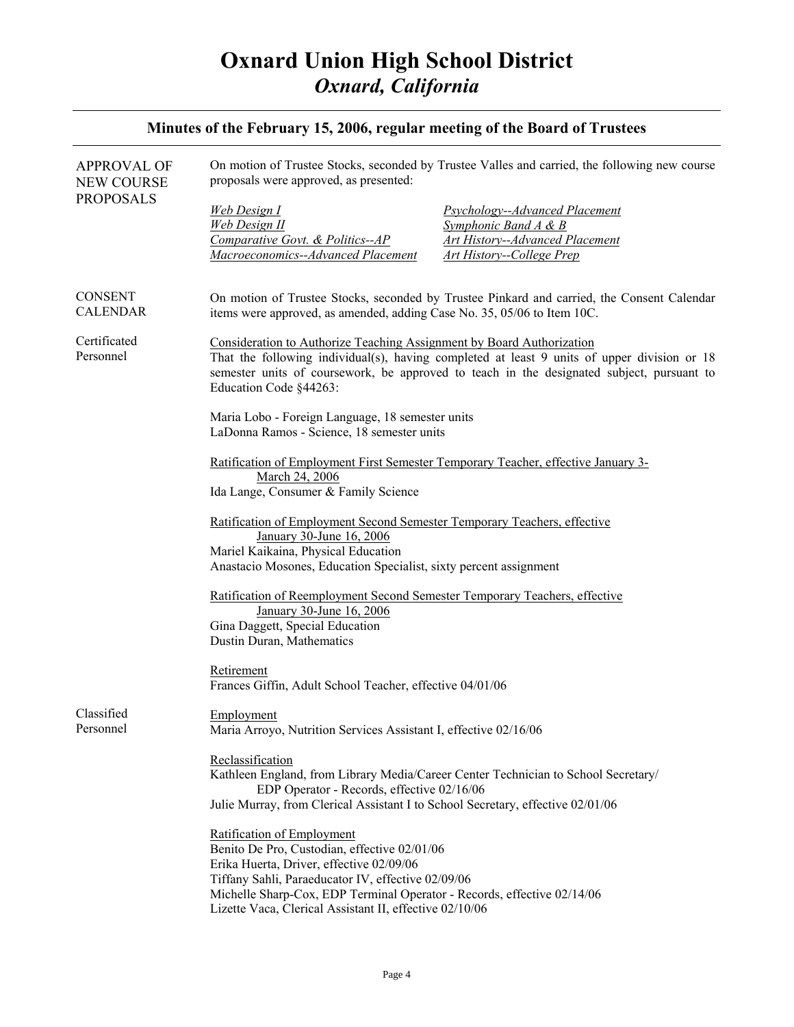# Oxnard Union High School District
## *Oxnard, California*

### Minutes of the February 15, 2006, regular meeting of the Board of Trustees

**APPROVAL OF NEW COURSE PROPOSALS**

On motion of Trustee Stocks, seconded by Trustee Valles and carried, the following new course proposals were approved, as presented:

- *Web Design I*
- *Web Design II*
- *Comparative Govt. & Politics--AP*
- *Macroeconomics--Advanced Placement*
- *Psychology--Advanced Placement*
- *Symphonic Band A & B*
- *Art History--Advanced Placement*
- *Art History--College Prep*

**CONSENT CALENDAR**

On motion of Trustee Stocks, seconded by Trustee Pinkard and carried, the Consent Calendar items were approved, as amended, adding Case No. 35, 05/06 to Item 10C.

**Certificated Personnel**

Consideration to Authorize Teaching Assignment by Board Authorization

That the following individual(s), having completed at least 9 units of upper division or 18 semester units of coursework, be approved to teach in the designated subject, pursuant to Education Code §44263:

Maria Lobo - Foreign Language, 18 semester units
LaDonna Ramos - Science, 18 semester units

Ratification of Employment First Semester Temporary Teacher, effective January 3-March 24, 2006

Ida Lange, Consumer & Family Science

Ratification of Employment Second Semester Temporary Teachers, effective January 30-June 16, 2006

Mariel Kaikaina, Physical Education
Anastacio Mosones, Education Specialist, sixty percent assignment

Ratification of Reemployment Second Semester Temporary Teachers, effective January 30-June 16, 2006

Gina Daggett, Special Education
Dustin Duran, Mathematics

Retirement

Frances Giffin, Adult School Teacher, effective 04/01/06

**Classified Personnel**

Employment

Maria Arroyo, Nutrition Services Assistant I, effective 02/16/06

Reclassification

Kathleen England, from Library Media/Career Center Technician to School Secretary/EDP Operator - Records, effective 02/16/06
Julie Murray, from Clerical Assistant I to School Secretary, effective 02/01/06

Ratification of Employment

Benito De Pro, Custodian, effective 02/01/06
Erika Huerta, Driver, effective 02/09/06
Tiffany Sahli, Paraeducator IV, effective 02/09/06
Michelle Sharp-Cox, EDP Terminal Operator - Records, effective 02/14/06
Lizette Vaca, Clerical Assistant II, effective 02/10/06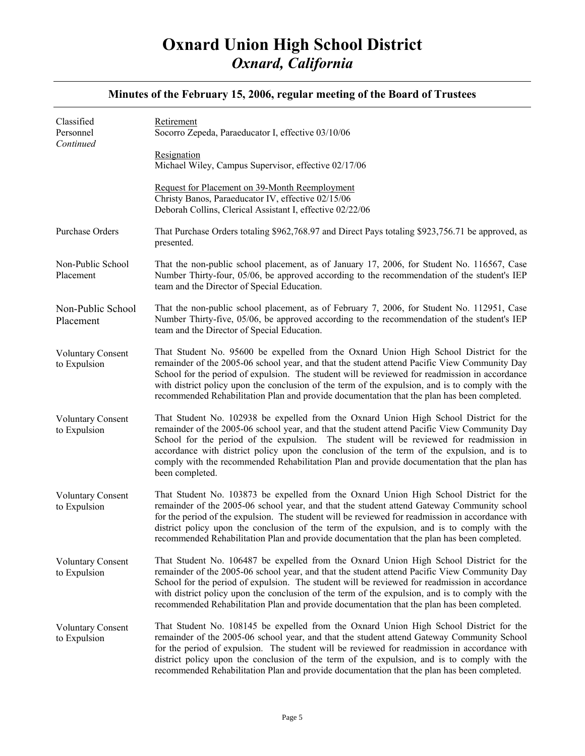# Oxnard Union High School District
## *Oxnard, California*

### Minutes of the February 15, 2006, regular meeting of the Board of Trustees

| | |
|---|---|
| Classified Personnel *Continued* | <u>Retirement</u><br>Socorro Zepeda, Paraeducator I, effective 03/10/06<br><br><u>Resignation</u><br>Michael Wiley, Campus Supervisor, effective 02/17/06<br><br><u>Request for Placement on 39-Month Reemployment</u><br>Christy Banos, Paraeducator IV, effective 02/15/06<br>Deborah Collins, Clerical Assistant I, effective 02/22/06 |
| Purchase Orders | That Purchase Orders totaling \$962,768.97 and Direct Pays totaling \$923,756.71 be approved, as presented. |
| Non-Public School Placement | That the non-public school placement, as of January 17, 2006, for Student No. 116567, Case Number Thirty-four, 05/06, be approved according to the recommendation of the student's IEP team and the Director of Special Education. |
| Non-Public School Placement | That the non-public school placement, as of February 7, 2006, for Student No. 112951, Case Number Thirty-five, 05/06, be approved according to the recommendation of the student's IEP team and the Director of Special Education. |
| Voluntary Consent to Expulsion | That Student No. 95600 be expelled from the Oxnard Union High School District for the remainder of the 2005-06 school year, and that the student attend Pacific View Community Day School for the period of expulsion. The student will be reviewed for readmission in accordance with district policy upon the conclusion of the term of the expulsion, and is to comply with the recommended Rehabilitation Plan and provide documentation that the plan has been completed. |
| Voluntary Consent to Expulsion | That Student No. 102938 be expelled from the Oxnard Union High School District for the remainder of the 2005-06 school year, and that the student attend Pacific View Community Day School for the period of the expulsion. The student will be reviewed for readmission in accordance with district policy upon the conclusion of the term of the expulsion, and is to comply with the recommended Rehabilitation Plan and provide documentation that the plan has been completed. |
| Voluntary Consent to Expulsion | That Student No. 103873 be expelled from the Oxnard Union High School District for the remainder of the 2005-06 school year, and that the student attend Gateway Community school for the period of the expulsion. The student will be reviewed for readmission in accordance with district policy upon the conclusion of the term of the expulsion, and is to comply with the recommended Rehabilitation Plan and provide documentation that the plan has been completed. |
| Voluntary Consent to Expulsion | That Student No. 106487 be expelled from the Oxnard Union High School District for the remainder of the 2005-06 school year, and that the student attend Pacific View Community Day School for the period of expulsion. The student will be reviewed for readmission in accordance with district policy upon the conclusion of the term of the expulsion, and is to comply with the recommended Rehabilitation Plan and provide documentation that the plan has been completed. |
| Voluntary Consent to Expulsion | That Student No. 108145 be expelled from the Oxnard Union High School District for the remainder of the 2005-06 school year, and that the student attend Gateway Community School for the period of expulsion. The student will be reviewed for readmission in accordance with district policy upon the conclusion of the term of the expulsion, and is to comply with the recommended Rehabilitation Plan and provide documentation that the plan has been completed. |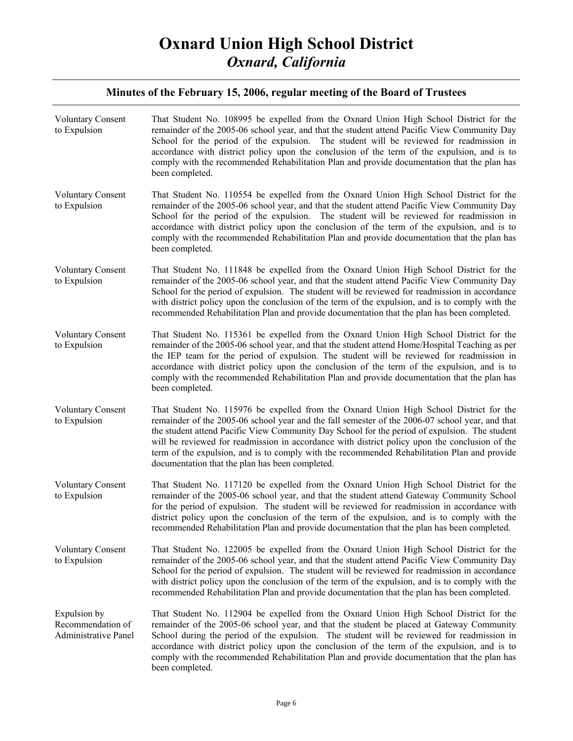# Oxnard Union High School District
## *Oxnard, California*

### Minutes of the February 15, 2006, regular meeting of the Board of Trustees

| | |
|---|---|
| Voluntary Consent to Expulsion | That Student No. 108995 be expelled from the Oxnard Union High School District for the remainder of the 2005-06 school year, and that the student attend Pacific View Community Day School for the period of the expulsion. The student will be reviewed for readmission in accordance with district policy upon the conclusion of the term of the expulsion, and is to comply with the recommended Rehabilitation Plan and provide documentation that the plan has been completed. |
| Voluntary Consent to Expulsion | That Student No. 110554 be expelled from the Oxnard Union High School District for the remainder of the 2005-06 school year, and that the student attend Pacific View Community Day School for the period of the expulsion. The student will be reviewed for readmission in accordance with district policy upon the conclusion of the term of the expulsion, and is to comply with the recommended Rehabilitation Plan and provide documentation that the plan has been completed. |
| Voluntary Consent to Expulsion | That Student No. 111848 be expelled from the Oxnard Union High School District for the remainder of the 2005-06 school year, and that the student attend Pacific View Community Day School for the period of expulsion. The student will be reviewed for readmission in accordance with district policy upon the conclusion of the term of the expulsion, and is to comply with the recommended Rehabilitation Plan and provide documentation that the plan has been completed. |
| Voluntary Consent to Expulsion | That Student No. 115361 be expelled from the Oxnard Union High School District for the remainder of the 2005-06 school year, and that the student attend Home/Hospital Teaching as per the IEP team for the period of expulsion. The student will be reviewed for readmission in accordance with district policy upon the conclusion of the term of the expulsion, and is to comply with the recommended Rehabilitation Plan and provide documentation that the plan has been completed. |
| Voluntary Consent to Expulsion | That Student No. 115976 be expelled from the Oxnard Union High School District for the remainder of the 2005-06 school year and the fall semester of the 2006-07 school year, and that the student attend Pacific View Community Day School for the period of expulsion. The student will be reviewed for readmission in accordance with district policy upon the conclusion of the term of the expulsion, and is to comply with the recommended Rehabilitation Plan and provide documentation that the plan has been completed. |
| Voluntary Consent to Expulsion | That Student No. 117120 be expelled from the Oxnard Union High School District for the remainder of the 2005-06 school year, and that the student attend Gateway Community School for the period of expulsion. The student will be reviewed for readmission in accordance with district policy upon the conclusion of the term of the expulsion, and is to comply with the recommended Rehabilitation Plan and provide documentation that the plan has been completed. |
| Voluntary Consent to Expulsion | That Student No. 122005 be expelled from the Oxnard Union High School District for the remainder of the 2005-06 school year, and that the student attend Pacific View Community Day School for the period of expulsion. The student will be reviewed for readmission in accordance with district policy upon the conclusion of the term of the expulsion, and is to comply with the recommended Rehabilitation Plan and provide documentation that the plan has been completed. |
| Expulsion by Recommendation of Administrative Panel | That Student No. 112904 be expelled from the Oxnard Union High School District for the remainder of the 2005-06 school year, and that the student be placed at Gateway Community School during the period of the expulsion. The student will be reviewed for readmission in accordance with district policy upon the conclusion of the term of the expulsion, and is to comply with the recommended Rehabilitation Plan and provide documentation that the plan has been completed. |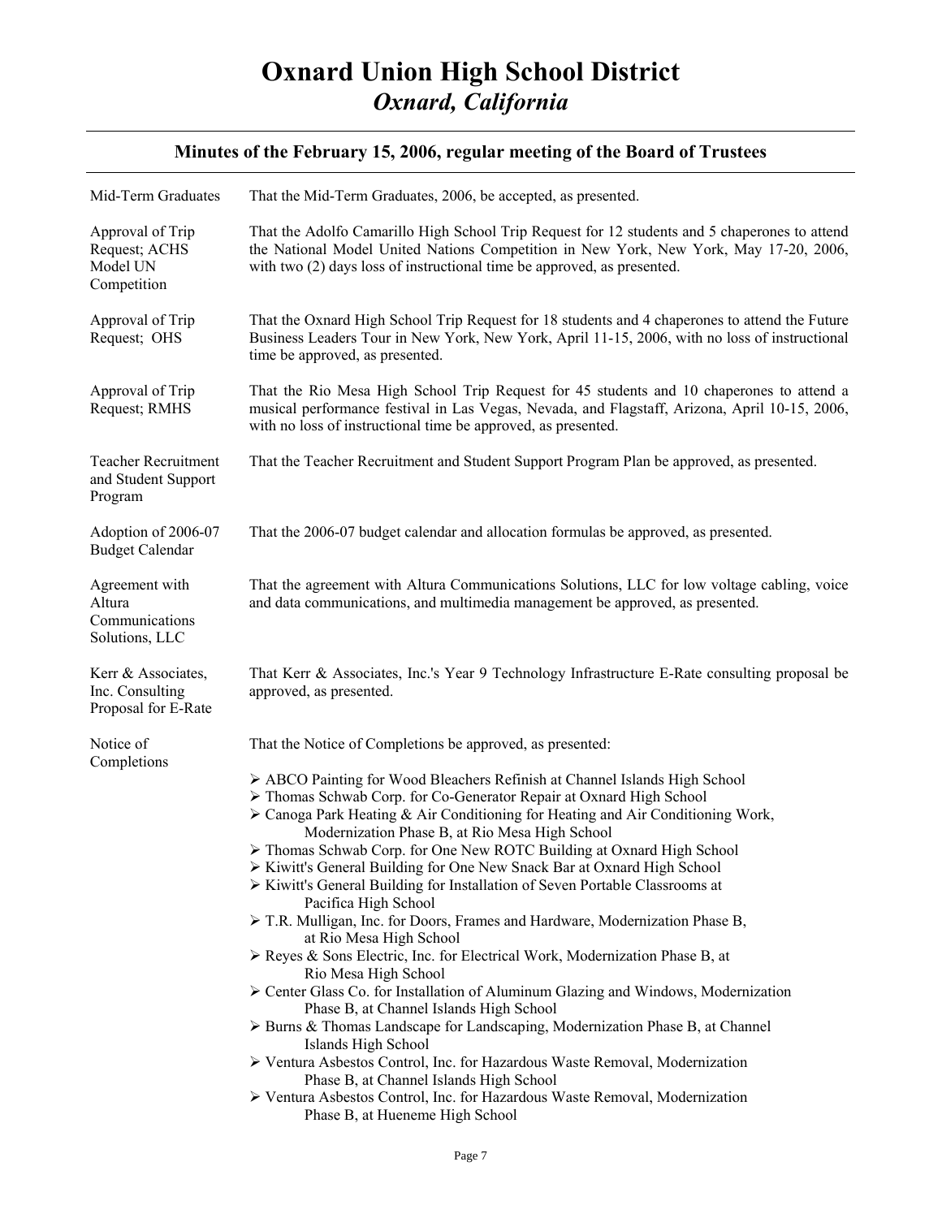# Oxnard Union High School District
## *Oxnard, California*

### Minutes of the February 15, 2006, regular meeting of the Board of Trustees

---

**Mid-Term Graduates**

That the Mid-Term Graduates, 2006, be accepted, as presented.

**Approval of Trip Request; ACHS Model UN Competition**

That the Adolfo Camarillo High School Trip Request for 12 students and 5 chaperones to attend the National Model United Nations Competition in New York, New York, May 17-20, 2006, with two (2) days loss of instructional time be approved, as presented.

**Approval of Trip Request; OHS**

That the Oxnard High School Trip Request for 18 students and 4 chaperones to attend the Future Business Leaders Tour in New York, New York, April 11-15, 2006, with no loss of instructional time be approved, as presented.

**Approval of Trip Request; RMHS**

That the Rio Mesa High School Trip Request for 45 students and 10 chaperones to attend a musical performance festival in Las Vegas, Nevada, and Flagstaff, Arizona, April 10-15, 2006, with no loss of instructional time be approved, as presented.

**Teacher Recruitment and Student Support Program**

That the Teacher Recruitment and Student Support Program Plan be approved, as presented.

**Adoption of 2006-07 Budget Calendar**

That the 2006-07 budget calendar and allocation formulas be approved, as presented.

**Agreement with Altura Communications Solutions, LLC**

That the agreement with Altura Communications Solutions, LLC for low voltage cabling, voice and data communications, and multimedia management be approved, as presented.

**Kerr & Associates, Inc. Consulting Proposal for E-Rate**

That Kerr & Associates, Inc.'s Year 9 Technology Infrastructure E-Rate consulting proposal be approved, as presented.

**Notice of Completions**

That the Notice of Completions be approved, as presented:

- ABCO Painting for Wood Bleachers Refinish at Channel Islands High School
- Thomas Schwab Corp. for Co-Generator Repair at Oxnard High School
- Canoga Park Heating & Air Conditioning for Heating and Air Conditioning Work, Modernization Phase B, at Rio Mesa High School
- Thomas Schwab Corp. for One New ROTC Building at Oxnard High School
- Kiwitt's General Building for One New Snack Bar at Oxnard High School
- Kiwitt's General Building for Installation of Seven Portable Classrooms at Pacifica High School
- T.R. Mulligan, Inc. for Doors, Frames and Hardware, Modernization Phase B, at Rio Mesa High School
- Reyes & Sons Electric, Inc. for Electrical Work, Modernization Phase B, at Rio Mesa High School
- Center Glass Co. for Installation of Aluminum Glazing and Windows, Modernization Phase B, at Channel Islands High School
- Burns & Thomas Landscape for Landscaping, Modernization Phase B, at Channel Islands High School
- Ventura Asbestos Control, Inc. for Hazardous Waste Removal, Modernization Phase B, at Channel Islands High School
- Ventura Asbestos Control, Inc. for Hazardous Waste Removal, Modernization Phase B, at Hueneme High School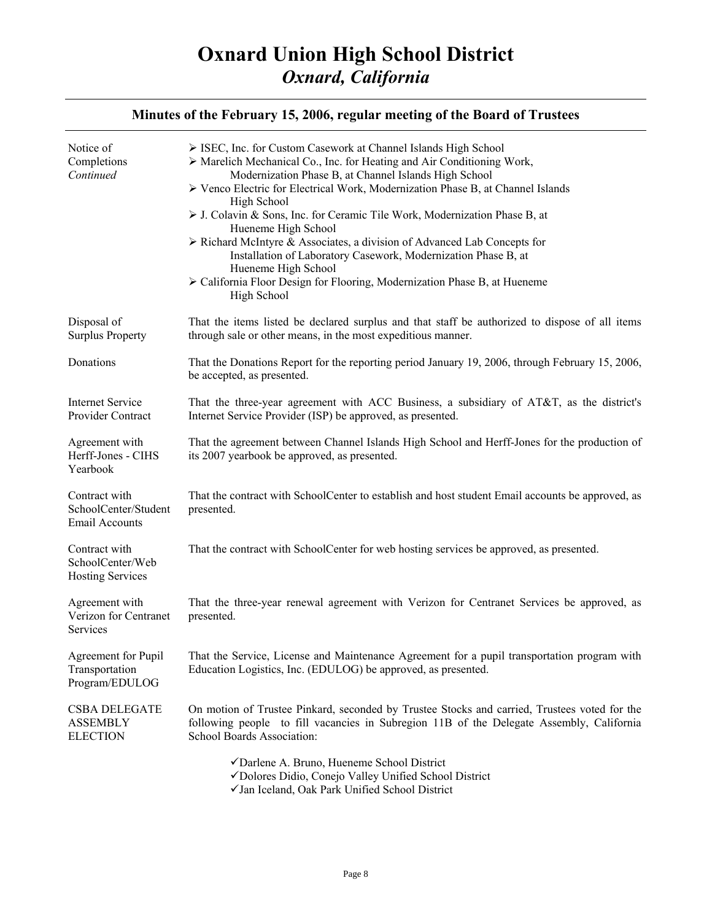# Oxnard Union High School District
## *Oxnard, California*

### Minutes of the February 15, 2006, regular meeting of the Board of Trustees

**Notice of Completions** *Continued*

- ISEC, Inc. for Custom Casework at Channel Islands High School
- Marelich Mechanical Co., Inc. for Heating and Air Conditioning Work, Modernization Phase B, at Channel Islands High School
- Venco Electric for Electrical Work, Modernization Phase B, at Channel Islands High School
- J. Colavin & Sons, Inc. for Ceramic Tile Work, Modernization Phase B, at Hueneme High School
- Richard McIntyre & Associates, a division of Advanced Lab Concepts for Installation of Laboratory Casework, Modernization Phase B, at Hueneme High School
- California Floor Design for Flooring, Modernization Phase B, at Hueneme High School

**Disposal of Surplus Property**

That the items listed be declared surplus and that staff be authorized to dispose of all items through sale or other means, in the most expeditious manner.

**Donations**

That the Donations Report for the reporting period January 19, 2006, through February 15, 2006, be accepted, as presented.

**Internet Service Provider Contract**

That the three-year agreement with ACC Business, a subsidiary of AT&T, as the district's Internet Service Provider (ISP) be approved, as presented.

**Agreement with Herff-Jones - CIHS Yearbook**

That the agreement between Channel Islands High School and Herff-Jones for the production of its 2007 yearbook be approved, as presented.

**Contract with SchoolCenter/Student Email Accounts**

That the contract with SchoolCenter to establish and host student Email accounts be approved, as presented.

**Contract with SchoolCenter/Web Hosting Services**

That the contract with SchoolCenter for web hosting services be approved, as presented.

**Agreement with Verizon for Centranet Services**

That the three-year renewal agreement with Verizon for Centranet Services be approved, as presented.

**Agreement for Pupil Transportation Program/EDULOG**

That the Service, License and Maintenance Agreement for a pupil transportation program with Education Logistics, Inc. (EDULOG) be approved, as presented.

**CSBA DELEGATE ASSEMBLY ELECTION**

On motion of Trustee Pinkard, seconded by Trustee Stocks and carried, Trustees voted for the following people to fill vacancies in Subregion 11B of the Delegate Assembly, California School Boards Association:

- ✓Darlene A. Bruno, Hueneme School District
- ✓Dolores Didio, Conejo Valley Unified School District
- ✓Jan Iceland, Oak Park Unified School District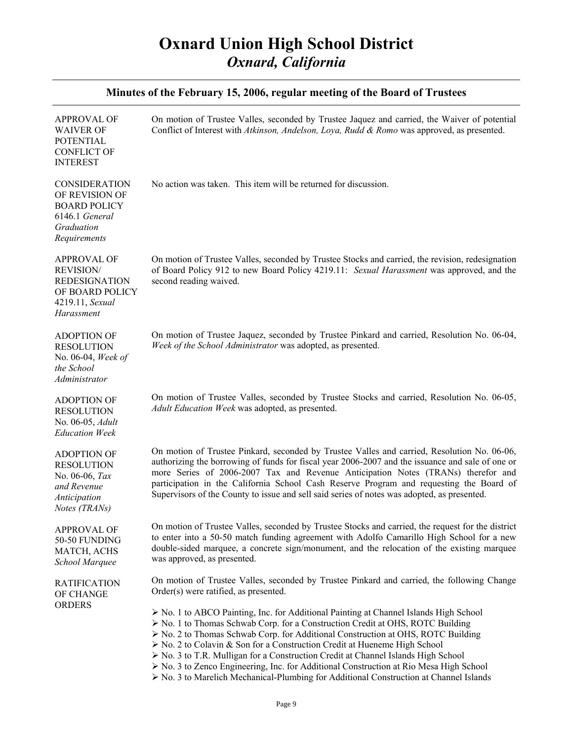# Oxnard Union High School District
## *Oxnard, California*

### Minutes of the February 15, 2006, regular meeting of the Board of Trustees

**APPROVAL OF WAIVER OF POTENTIAL CONFLICT OF INTEREST**

On motion of Trustee Valles, seconded by Trustee Jaquez and carried, the Waiver of potential Conflict of Interest with *Atkinson, Andelson, Loya, Rudd & Romo* was approved, as presented.

**CONSIDERATION OF REVISION OF BOARD POLICY 6146.1 *General Graduation Requirements***

No action was taken. This item will be returned for discussion.

**APPROVAL OF REVISION/ REDESIGNATION OF BOARD POLICY 4219.11, *Sexual Harassment***

On motion of Trustee Valles, seconded by Trustee Stocks and carried, the revision, redesignation of Board Policy 912 to new Board Policy 4219.11: *Sexual Harassment* was approved, and the second reading waived.

**ADOPTION OF RESOLUTION No. 06-04, *Week of the School Administrator***

On motion of Trustee Jaquez, seconded by Trustee Pinkard and carried, Resolution No. 06-04, *Week of the School Administrator* was adopted, as presented.

**ADOPTION OF RESOLUTION No. 06-05, *Adult Education Week***

On motion of Trustee Valles, seconded by Trustee Stocks and carried, Resolution No. 06-05, *Adult Education Week* was adopted, as presented.

**ADOPTION OF RESOLUTION No. 06-06, *Tax and Revenue Anticipation Notes (TRANs)***

On motion of Trustee Pinkard, seconded by Trustee Valles and carried, Resolution No. 06-06, authorizing the borrowing of funds for fiscal year 2006-2007 and the issuance and sale of one or more Series of 2006-2007 Tax and Revenue Anticipation Notes (TRANs) therefor and participation in the California School Cash Reserve Program and requesting the Board of Supervisors of the County to issue and sell said series of notes was adopted, as presented.

**APPROVAL OF 50-50 FUNDING MATCH, ACHS *School Marquee***

On motion of Trustee Valles, seconded by Trustee Stocks and carried, the request for the district to enter into a 50-50 match funding agreement with Adolfo Camarillo High School for a new double-sided marquee, a concrete sign/monument, and the relocation of the existing marquee was approved, as presented.

**RATIFICATION OF CHANGE ORDERS**

On motion of Trustee Valles, seconded by Trustee Pinkard and carried, the following Change Order(s) were ratified, as presented.

- No. 1 to ABCO Painting, Inc. for Additional Painting at Channel Islands High School
- No. 1 to Thomas Schwab Corp. for a Construction Credit at OHS, ROTC Building
- No. 2 to Thomas Schwab Corp. for Additional Construction at OHS, ROTC Building
- No. 2 to Colavin & Son for a Construction Credit at Hueneme High School
- No. 3 to T.R. Mulligan for a Construction Credit at Channel Islands High School
- No. 3 to Zenco Engineering, Inc. for Additional Construction at Rio Mesa High School
- No. 3 to Marelich Mechanical-Plumbing for Additional Construction at Channel Islands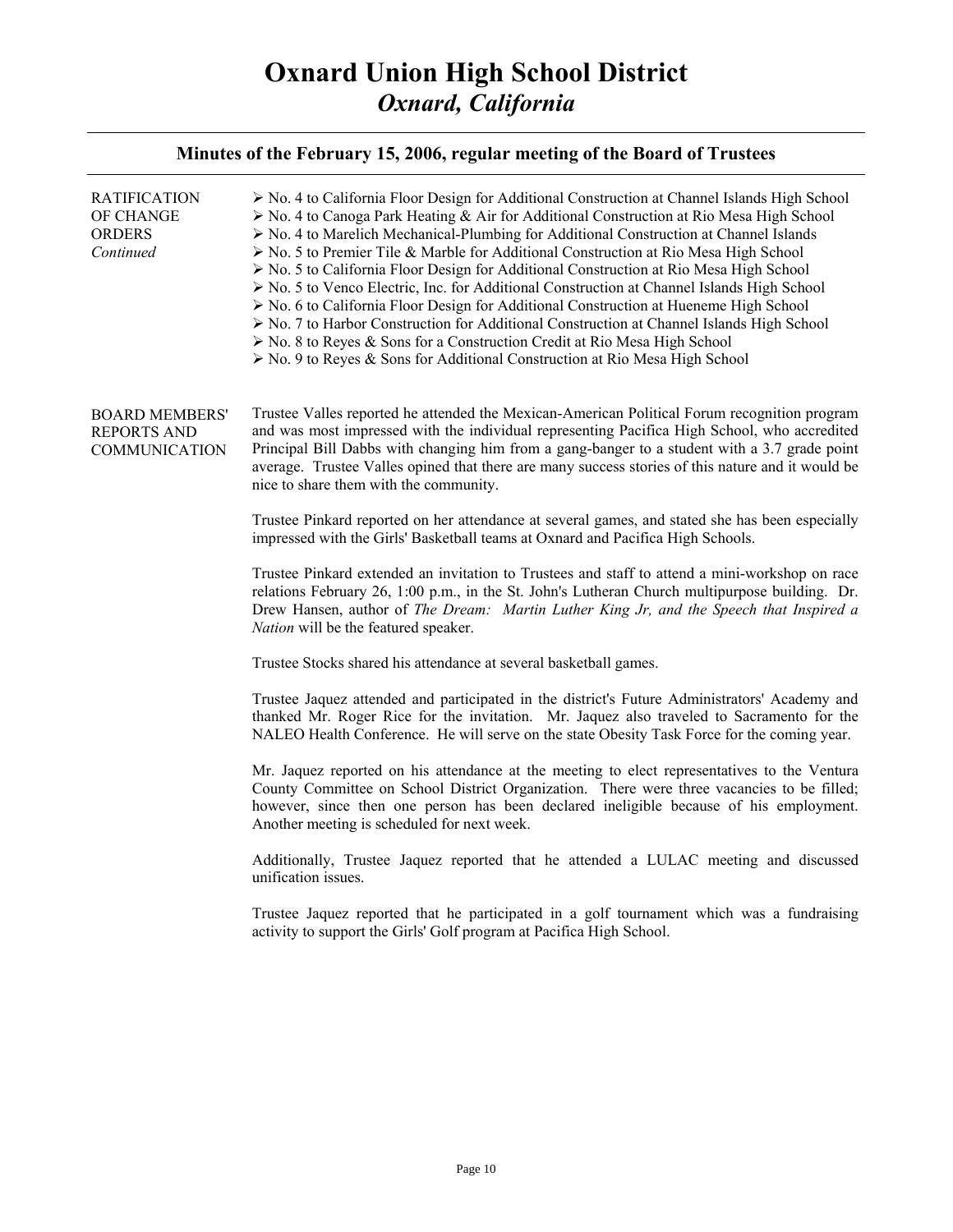# Oxnard Union High School District
## *Oxnard, California*

### Minutes of the February 15, 2006, regular meeting of the Board of Trustees

**RATIFICATION OF CHANGE ORDERS** *Continued*

- No. 4 to California Floor Design for Additional Construction at Channel Islands High School
- No. 4 to Canoga Park Heating & Air for Additional Construction at Rio Mesa High School
- No. 4 to Marelich Mechanical-Plumbing for Additional Construction at Channel Islands
- No. 5 to Premier Tile & Marble for Additional Construction at Rio Mesa High School
- No. 5 to California Floor Design for Additional Construction at Rio Mesa High School
- No. 5 to Venco Electric, Inc. for Additional Construction at Channel Islands High School
- No. 6 to California Floor Design for Additional Construction at Hueneme High School
- No. 7 to Harbor Construction for Additional Construction at Channel Islands High School
- No. 8 to Reyes & Sons for a Construction Credit at Rio Mesa High School
- No. 9 to Reyes & Sons for Additional Construction at Rio Mesa High School

**BOARD MEMBERS' REPORTS AND COMMUNICATION**

Trustee Valles reported he attended the Mexican-American Political Forum recognition program and was most impressed with the individual representing Pacifica High School, who accredited Principal Bill Dabbs with changing him from a gang-banger to a student with a 3.7 grade point average. Trustee Valles opined that there are many success stories of this nature and it would be nice to share them with the community.

Trustee Pinkard reported on her attendance at several games, and stated she has been especially impressed with the Girls' Basketball teams at Oxnard and Pacifica High Schools.

Trustee Pinkard extended an invitation to Trustees and staff to attend a mini-workshop on race relations February 26, 1:00 p.m., in the St. John's Lutheran Church multipurpose building. Dr. Drew Hansen, author of *The Dream: Martin Luther King Jr, and the Speech that Inspired a Nation* will be the featured speaker.

Trustee Stocks shared his attendance at several basketball games.

Trustee Jaquez attended and participated in the district's Future Administrators' Academy and thanked Mr. Roger Rice for the invitation. Mr. Jaquez also traveled to Sacramento for the NALEO Health Conference. He will serve on the state Obesity Task Force for the coming year.

Mr. Jaquez reported on his attendance at the meeting to elect representatives to the Ventura County Committee on School District Organization. There were three vacancies to be filled; however, since then one person has been declared ineligible because of his employment. Another meeting is scheduled for next week.

Additionally, Trustee Jaquez reported that he attended a LULAC meeting and discussed unification issues.

Trustee Jaquez reported that he participated in a golf tournament which was a fundraising activity to support the Girls' Golf program at Pacifica High School.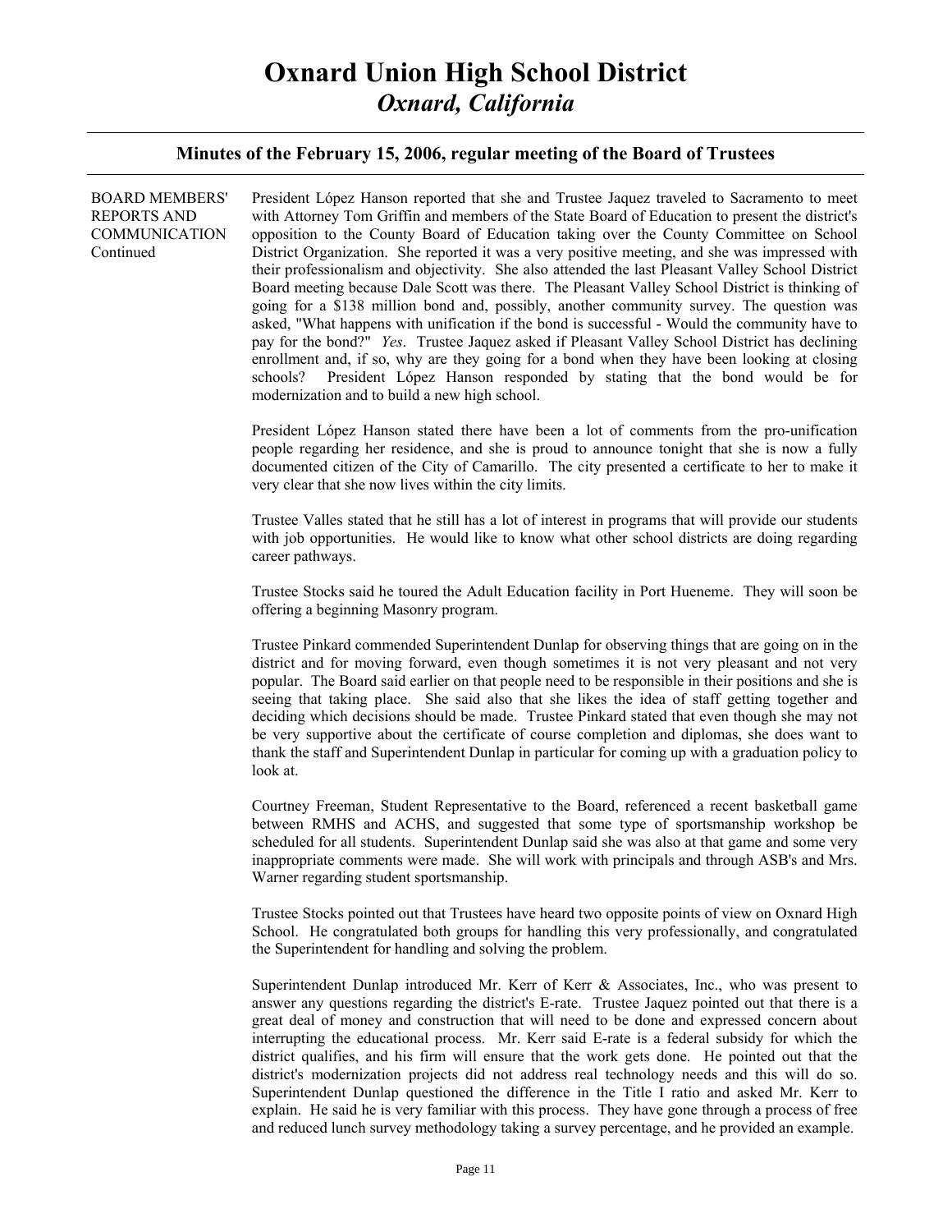# Oxnard Union High School District
## *Oxnard, California*

### Minutes of the February 15, 2006, regular meeting of the Board of Trustees

BOARD MEMBERS' REPORTS AND COMMUNICATION Continued

President López Hanson reported that she and Trustee Jaquez traveled to Sacramento to meet with Attorney Tom Griffin and members of the State Board of Education to present the district's opposition to the County Board of Education taking over the County Committee on School District Organization. She reported it was a very positive meeting, and she was impressed with their professionalism and objectivity. She also attended the last Pleasant Valley School District Board meeting because Dale Scott was there. The Pleasant Valley School District is thinking of going for a $138 million bond and, possibly, another community survey. The question was asked, "What happens with unification if the bond is successful - Would the community have to pay for the bond?" *Yes*. Trustee Jaquez asked if Pleasant Valley School District has declining enrollment and, if so, why are they going for a bond when they have been looking at closing schools? President López Hanson responded by stating that the bond would be for modernization and to build a new high school.

President López Hanson stated there have been a lot of comments from the pro-unification people regarding her residence, and she is proud to announce tonight that she is now a fully documented citizen of the City of Camarillo. The city presented a certificate to her to make it very clear that she now lives within the city limits.

Trustee Valles stated that he still has a lot of interest in programs that will provide our students with job opportunities. He would like to know what other school districts are doing regarding career pathways.

Trustee Stocks said he toured the Adult Education facility in Port Hueneme. They will soon be offering a beginning Masonry program.

Trustee Pinkard commended Superintendent Dunlap for observing things that are going on in the district and for moving forward, even though sometimes it is not very pleasant and not very popular. The Board said earlier on that people need to be responsible in their positions and she is seeing that taking place. She said also that she likes the idea of staff getting together and deciding which decisions should be made. Trustee Pinkard stated that even though she may not be very supportive about the certificate of course completion and diplomas, she does want to thank the staff and Superintendent Dunlap in particular for coming up with a graduation policy to look at.

Courtney Freeman, Student Representative to the Board, referenced a recent basketball game between RMHS and ACHS, and suggested that some type of sportsmanship workshop be scheduled for all students. Superintendent Dunlap said she was also at that game and some very inappropriate comments were made. She will work with principals and through ASB's and Mrs. Warner regarding student sportsmanship.

Trustee Stocks pointed out that Trustees have heard two opposite points of view on Oxnard High School. He congratulated both groups for handling this very professionally, and congratulated the Superintendent for handling and solving the problem.

Superintendent Dunlap introduced Mr. Kerr of Kerr & Associates, Inc., who was present to answer any questions regarding the district's E-rate. Trustee Jaquez pointed out that there is a great deal of money and construction that will need to be done and expressed concern about interrupting the educational process. Mr. Kerr said E-rate is a federal subsidy for which the district qualifies, and his firm will ensure that the work gets done. He pointed out that the district's modernization projects did not address real technology needs and this will do so. Superintendent Dunlap questioned the difference in the Title I ratio and asked Mr. Kerr to explain. He said he is very familiar with this process. They have gone through a process of free and reduced lunch survey methodology taking a survey percentage, and he provided an example.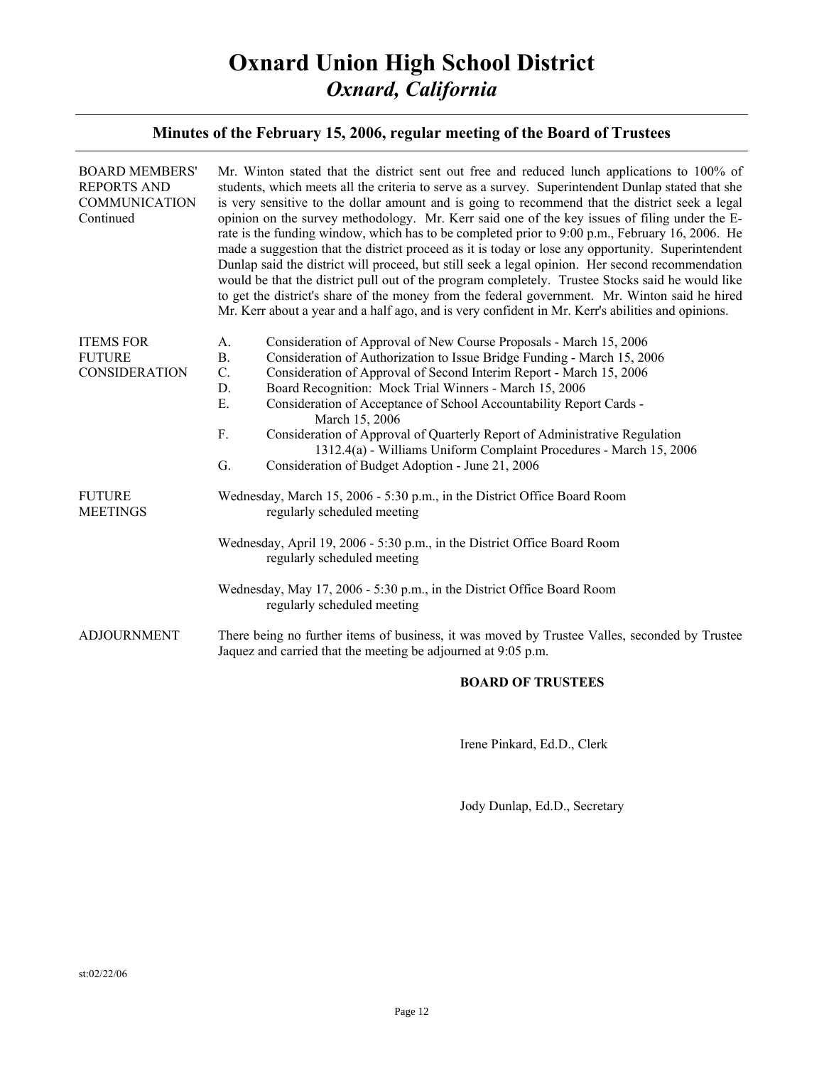# Oxnard Union High School District

## *Oxnard, California*

### Minutes of the February 15, 2006, regular meeting of the Board of Trustees

**BOARD MEMBERS' REPORTS AND COMMUNICATION Continued**

Mr. Winton stated that the district sent out free and reduced lunch applications to 100% of students, which meets all the criteria to serve as a survey. Superintendent Dunlap stated that she is very sensitive to the dollar amount and is going to recommend that the district seek a legal opinion on the survey methodology. Mr. Kerr said one of the key issues of filing under the E-rate is the funding window, which has to be completed prior to 9:00 p.m., February 16, 2006. He made a suggestion that the district proceed as it is today or lose any opportunity. Superintendent Dunlap said the district will proceed, but still seek a legal opinion. Her second recommendation would be that the district pull out of the program completely. Trustee Stocks said he would like to get the district's share of the money from the federal government. Mr. Winton said he hired Mr. Kerr about a year and a half ago, and is very confident in Mr. Kerr's abilities and opinions.

**ITEMS FOR FUTURE CONSIDERATION**

A. Consideration of Approval of New Course Proposals - March 15, 2006
B. Consideration of Authorization to Issue Bridge Funding - March 15, 2006
C. Consideration of Approval of Second Interim Report - March 15, 2006
D. Board Recognition: Mock Trial Winners - March 15, 2006
E. Consideration of Acceptance of School Accountability Report Cards - March 15, 2006
F. Consideration of Approval of Quarterly Report of Administrative Regulation 1312.4(a) - Williams Uniform Complaint Procedures - March 15, 2006
G. Consideration of Budget Adoption - June 21, 2006

**FUTURE MEETINGS**

Wednesday, March 15, 2006 - 5:30 p.m., in the District Office Board Room
regularly scheduled meeting

Wednesday, April 19, 2006 - 5:30 p.m., in the District Office Board Room
regularly scheduled meeting

Wednesday, May 17, 2006 - 5:30 p.m., in the District Office Board Room
regularly scheduled meeting

**ADJOURNMENT**

There being no further items of business, it was moved by Trustee Valles, seconded by Trustee Jaquez and carried that the meeting be adjourned at 9:05 p.m.

**BOARD OF TRUSTEES**

Irene Pinkard, Ed.D., Clerk

Jody Dunlap, Ed.D., Secretary

st:02/22/06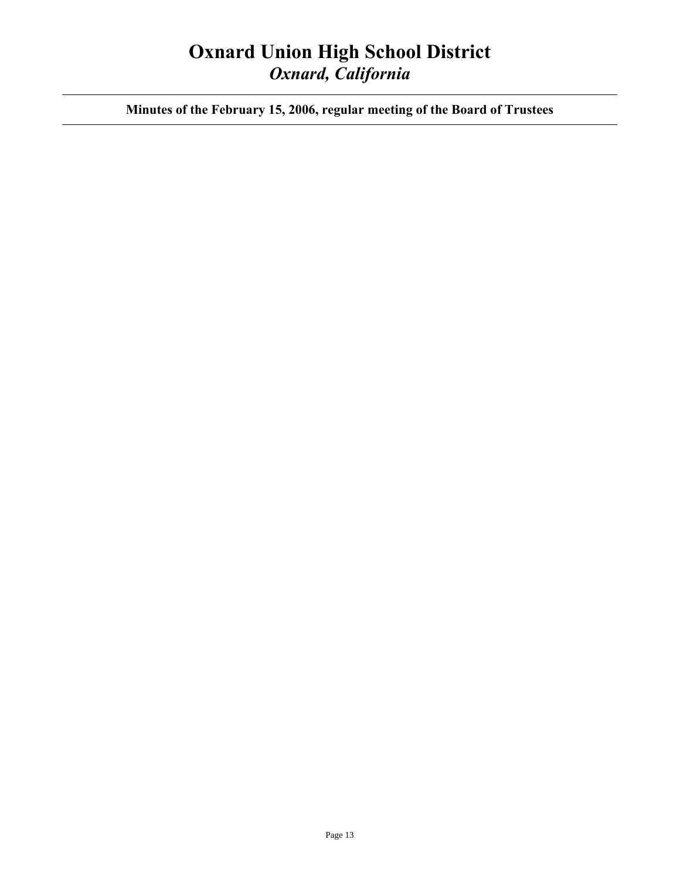# Oxnard Union High School District

## *Oxnard, California*

---

**Minutes of the February 15, 2006, regular meeting of the Board of Trustees**

---